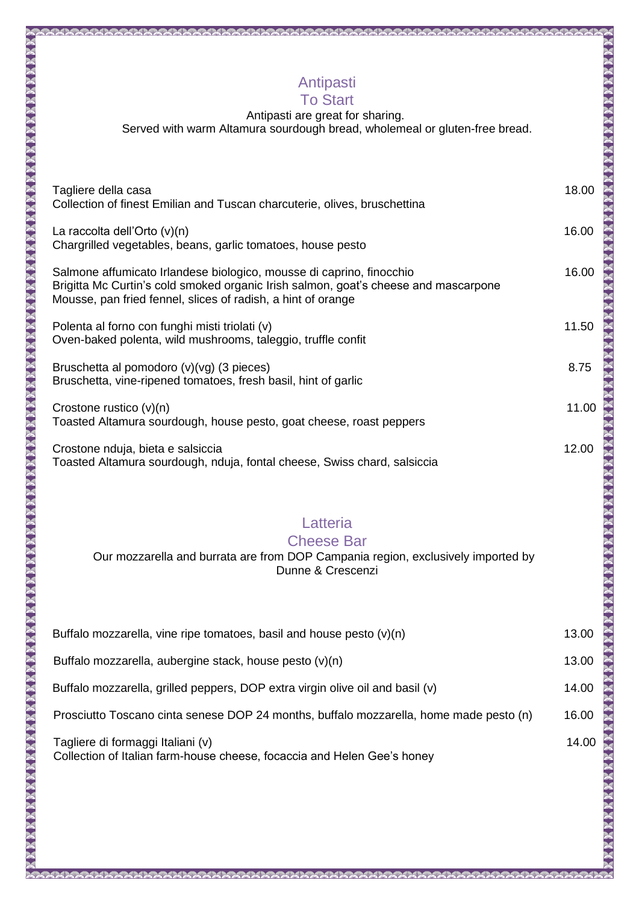## Antipasti

## To Start

Antipasti are great for sharing.
Served with warm Altamura sourdough bread, wholemeal or gluten-free bread.

| | |
|---|---|
| Tagliere della casa<br>Collection of finest Emilian and Tuscan charcuterie, olives, bruschettina | 18.00 |
| La raccolta dell'Orto (v)(n)<br>Chargrilled vegetables, beans, garlic tomatoes, house pesto | 16.00 |
| Salmone affumicato Irlandese biologico, mousse di caprino, finocchio<br>Brigitta Mc Curtin's cold smoked organic Irish salmon, goat's cheese and mascarpone Mousse, pan fried fennel, slices of radish, a hint of orange | 16.00 |
| Polenta al forno con funghi misti triolati (v)<br>Oven-baked polenta, wild mushrooms, taleggio, truffle confit | 11.50 |
| Bruschetta al pomodoro (v)(vg) (3 pieces)<br>Bruschetta, vine-ripened tomatoes, fresh basil, hint of garlic | 8.75 |
| Crostone rustico (v)(n)<br>Toasted Altamura sourdough, house pesto, goat cheese, roast peppers | 11.00 |
| Crostone nduja, bieta e salsiccia<br>Toasted Altamura sourdough, nduja, fontal cheese, Swiss chard, salsiccia | 12.00 |

## Latteria

## Cheese Bar

Our mozzarella and burrata are from DOP Campania region, exclusively imported by Dunne & Crescenzi

| | |
|---|---|
| Buffalo mozzarella, vine ripe tomatoes, basil and house pesto (v)(n) | 13.00 |
| Buffalo mozzarella, aubergine stack, house pesto (v)(n) | 13.00 |
| Buffalo mozzarella, grilled peppers, DOP extra virgin olive oil and basil (v) | 14.00 |
| Prosciutto Toscano cinta senese DOP 24 months, buffalo mozzarella, home made pesto (n) | 16.00 |
| Tagliere di formaggi Italiani (v)<br>Collection of Italian farm-house cheese, focaccia and Helen Gee's honey | 14.00 |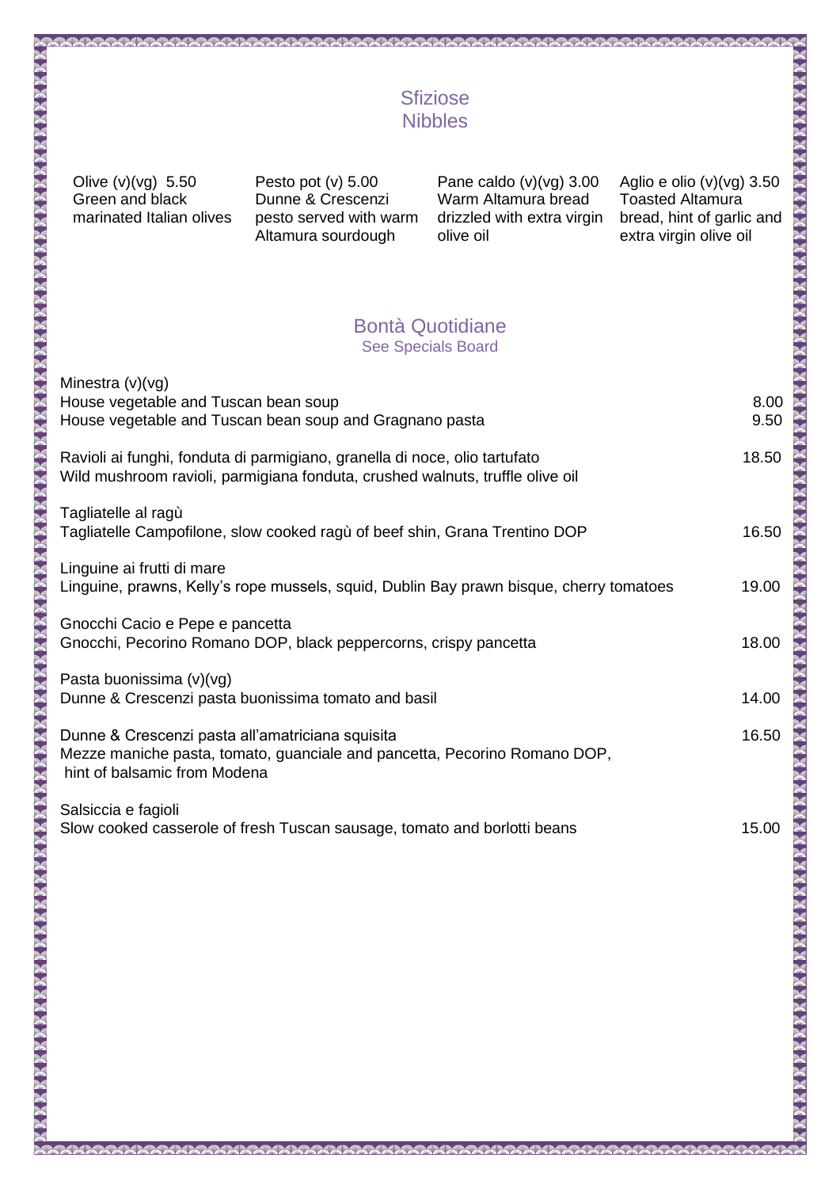## Sfiziose
## Nibbles

Olive (v)(vg) 5.50
Green and black marinated Italian olives

Pesto pot (v) 5.00
Dunne & Crescenzi pesto served with warm Altamura sourdough

Pane caldo (v)(vg) 3.00
Warm Altamura bread drizzled with extra virgin olive oil

Aglio e olio (v)(vg) 3.50
Toasted Altamura bread, hint of garlic and extra virgin olive oil

## Bontà Quotidiane
See Specials Board

Minestra (v)(vg)
House vegetable and Tuscan bean soup 8.00
House vegetable and Tuscan bean soup and Gragnano pasta 9.50

Ravioli ai funghi, fonduta di parmigiano, granella di noce, olio tartufato 18.50
Wild mushroom ravioli, parmigiana fonduta, crushed walnuts, truffle olive oil

Tagliatelle al ragù
Tagliatelle Campofilone, slow cooked ragù of beef shin, Grana Trentino DOP 16.50

Linguine ai frutti di mare
Linguine, prawns, Kelly's rope mussels, squid, Dublin Bay prawn bisque, cherry tomatoes 19.00

Gnocchi Cacio e Pepe e pancetta
Gnocchi, Pecorino Romano DOP, black peppercorns, crispy pancetta 18.00

Pasta buonissima (v)(vg)
Dunne & Crescenzi pasta buonissima tomato and basil 14.00

Dunne & Crescenzi pasta all'amatriciana squisita 16.50
Mezze maniche pasta, tomato, guanciale and pancetta, Pecorino Romano DOP, hint of balsamic from Modena

Salsiccia e fagioli
Slow cooked casserole of fresh Tuscan sausage, tomato and borlotti beans 15.00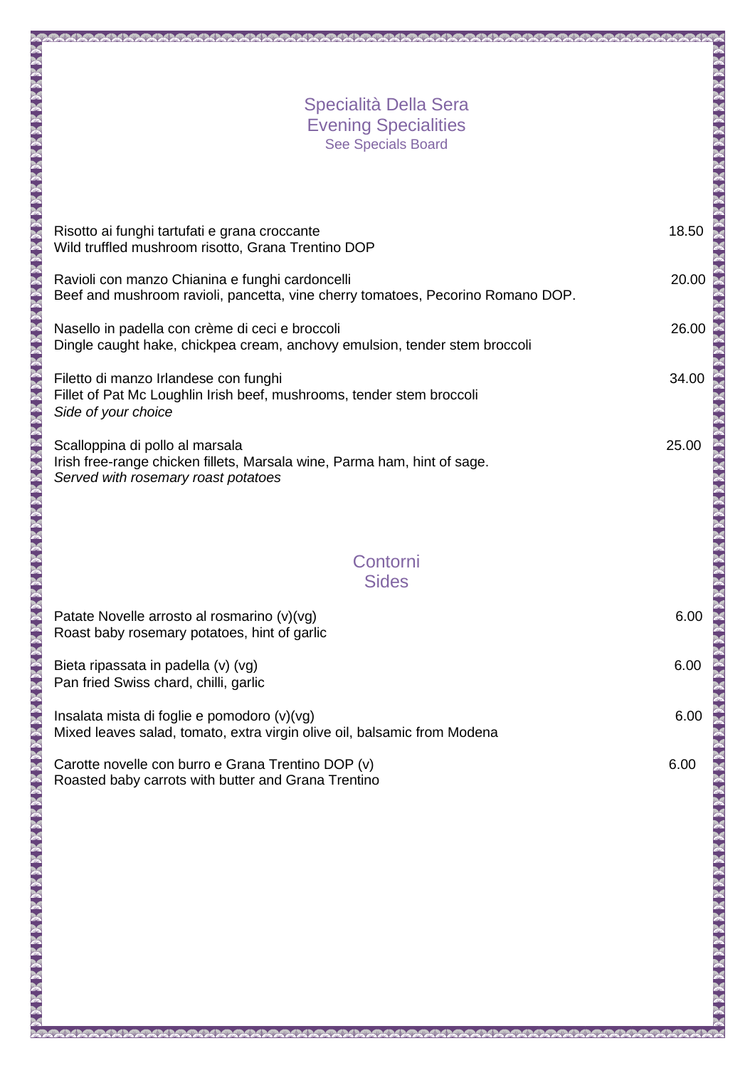## Specialità Della Sera
## Evening Specialities
See Specials Board

Risotto ai funghi tartufati e grana croccante — 18.50
Wild truffled mushroom risotto, Grana Trentino DOP

Ravioli con manzo Chianina e funghi cardoncelli — 20.00
Beef and mushroom ravioli, pancetta, vine cherry tomatoes, Pecorino Romano DOP.

Nasello in padella con crème di ceci e broccoli — 26.00
Dingle caught hake, chickpea cream, anchovy emulsion, tender stem broccoli

Filetto di manzo Irlandese con funghi — 34.00
Fillet of Pat Mc Loughlin Irish beef, mushrooms, tender stem broccoli
*Side of your choice*

Scalloppina di pollo al marsala — 25.00
Irish free-range chicken fillets, Marsala wine, Parma ham, hint of sage.
*Served with rosemary roast potatoes*

## Contorni
## Sides

Patate Novelle arrosto al rosmarino (v)(vg) — 6.00
Roast baby rosemary potatoes, hint of garlic

Bieta ripassata in padella (v) (vg) — 6.00
Pan fried Swiss chard, chilli, garlic

Insalata mista di foglie e pomodoro (v)(vg) — 6.00
Mixed leaves salad, tomato, extra virgin olive oil, balsamic from Modena

Carotte novelle con burro e Grana Trentino DOP (v) — 6.00
Roasted baby carrots with butter and Grana Trentino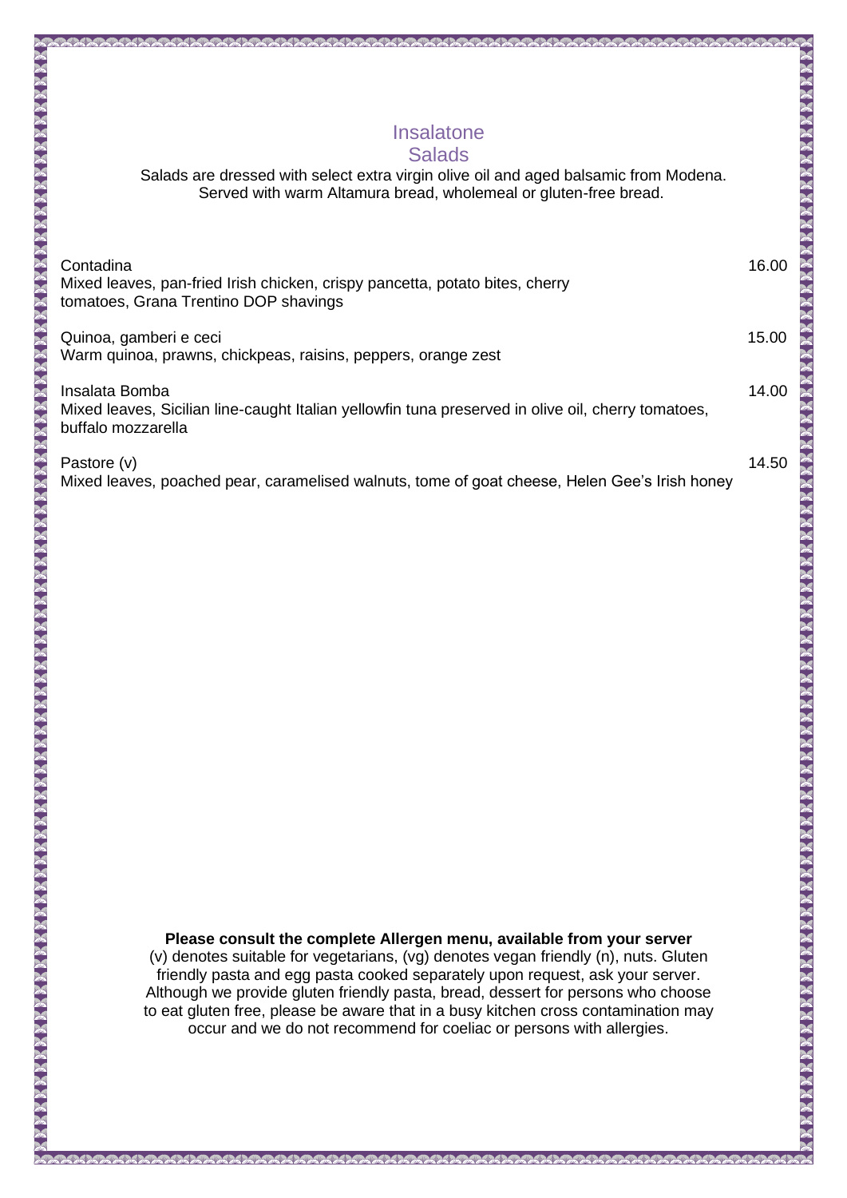# Insalatone

## Salads

Salads are dressed with select extra virgin olive oil and aged balsamic from Modena.
Served with warm Altamura bread, wholemeal or gluten-free bread.

Contadina — 16.00
Mixed leaves, pan-fried Irish chicken, crispy pancetta, potato bites, cherry tomatoes, Grana Trentino DOP shavings

Quinoa, gamberi e ceci — 15.00
Warm quinoa, prawns, chickpeas, raisins, peppers, orange zest

Insalata Bomba — 14.00
Mixed leaves, Sicilian line-caught Italian yellowfin tuna preserved in olive oil, cherry tomatoes, buffalo mozzarella

Pastore (v) — 14.50
Mixed leaves, poached pear, caramelised walnuts, tome of goat cheese, Helen Gee's Irish honey

**Please consult the complete Allergen menu, available from your server**
(v) denotes suitable for vegetarians, (vg) denotes vegan friendly (n), nuts. Gluten friendly pasta and egg pasta cooked separately upon request, ask your server. Although we provide gluten friendly pasta, bread, dessert for persons who choose to eat gluten free, please be aware that in a busy kitchen cross contamination may occur and we do not recommend for coeliac or persons with allergies.